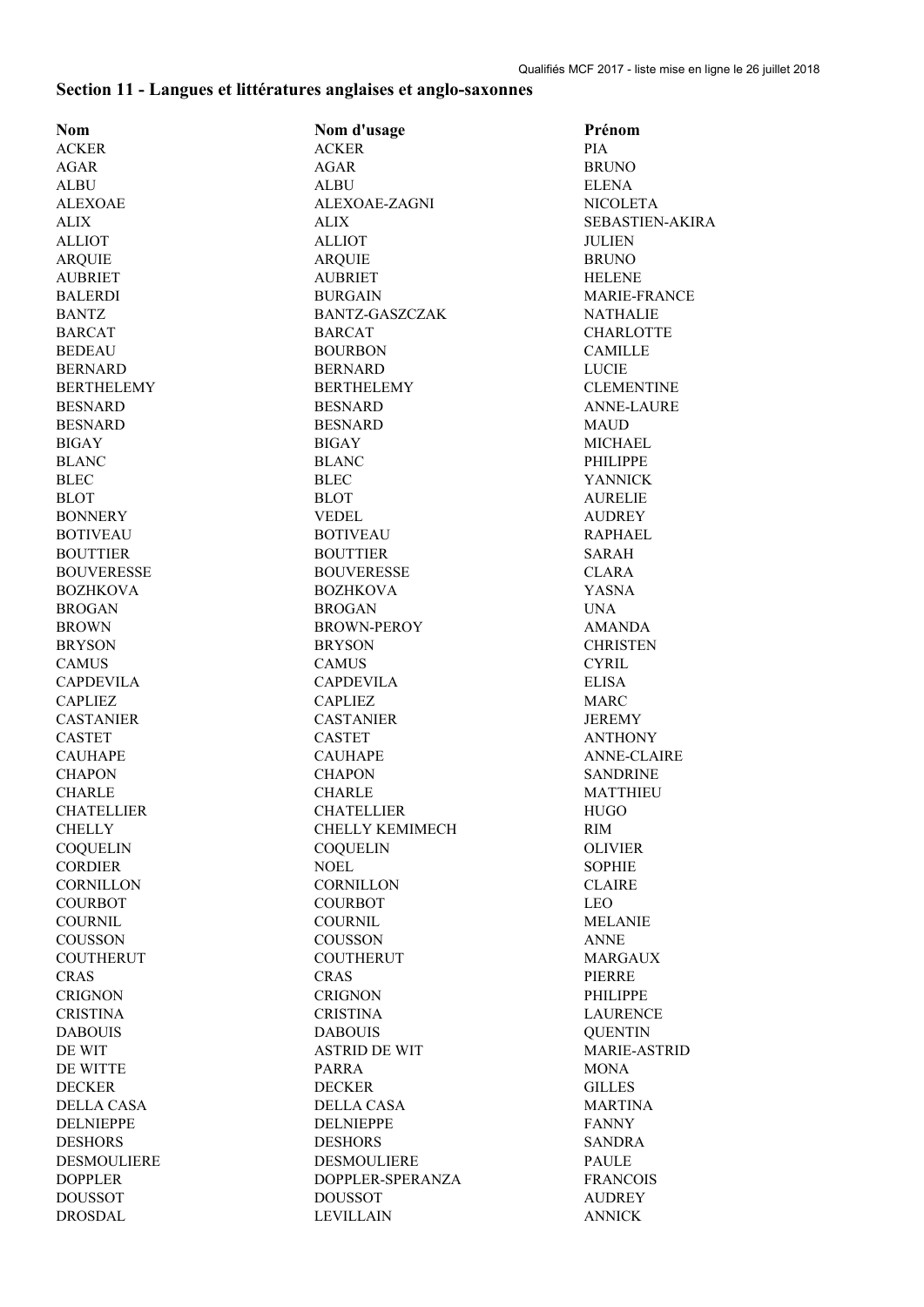## Section 11 - Langues et littératures anglaises et anglo-saxonnes

| Nom | Nom d'usage | Prénom |
|---|---|---|
| ACKER | ACKER | PIA |
| AGAR | AGAR | BRUNO |
| ALBU | ALBU | ELENA |
| ALEXOAE | ALEXOAE-ZAGNI | NICOLETA |
| ALIX | ALIX | SEBASTIEN-AKIRA |
| ALLIOT | ALLIOT | JULIEN |
| ARQUIE | ARQUIE | BRUNO |
| AUBRIET | AUBRIET | HELENE |
| BALERDI | BURGAIN | MARIE-FRANCE |
| BANTZ | BANTZ-GASZCZAK | NATHALIE |
| BARCAT | BARCAT | CHARLOTTE |
| BEDEAU | BOURBON | CAMILLE |
| BERNARD | BERNARD | LUCIE |
| BERTHELEMY | BERTHELEMY | CLEMENTINE |
| BESNARD | BESNARD | ANNE-LAURE |
| BESNARD | BESNARD | MAUD |
| BIGAY | BIGAY | MICHAEL |
| BLANC | BLANC | PHILIPPE |
| BLEC | BLEC | YANNICK |
| BLOT | BLOT | AURELIE |
| BONNERY | VEDEL | AUDREY |
| BOTIVEAU | BOTIVEAU | RAPHAEL |
| BOUTTIER | BOUTTIER | SARAH |
| BOUVERESSE | BOUVERESSE | CLARA |
| BOZHKOVA | BOZHKOVA | YASNA |
| BROGAN | BROGAN | UNA |
| BROWN | BROWN-PEROY | AMANDA |
| BRYSON | BRYSON | CHRISTEN |
| CAMUS | CAMUS | CYRIL |
| CAPDEVILA | CAPDEVILA | ELISA |
| CAPLIEZ | CAPLIEZ | MARC |
| CASTANIER | CASTANIER | JEREMY |
| CASTET | CASTET | ANTHONY |
| CAUHAPE | CAUHAPE | ANNE-CLAIRE |
| CHAPON | CHAPON | SANDRINE |
| CHARLE | CHARLE | MATTHIEU |
| CHATELLIER | CHATELLIER | HUGO |
| CHELLY | CHELLY KEMIMECH | RIM |
| COQUELIN | COQUELIN | OLIVIER |
| CORDIER | NOEL | SOPHIE |
| CORNILLON | CORNILLON | CLAIRE |
| COURBOT | COURBOT | LEO |
| COURNIL | COURNIL | MELANIE |
| COUSSON | COUSSON | ANNE |
| COUTHERUT | COUTHERUT | MARGAUX |
| CRAS | CRAS | PIERRE |
| CRIGNON | CRIGNON | PHILIPPE |
| CRISTINA | CRISTINA | LAURENCE |
| DABOUIS | DABOUIS | QUENTIN |
| DE WIT | ASTRID DE WIT | MARIE-ASTRID |
| DE WITTE | PARRA | MONA |
| DECKER | DECKER | GILLES |
| DELLA CASA | DELLA CASA | MARTINA |
| DELNIEPPE | DELNIEPPE | FANNY |
| DESHORS | DESHORS | SANDRA |
| DESMOULIERE | DESMOULIERE | PAULE |
| DOPPLER | DOPPLER-SPERANZA | FRANCOIS |
| DOUSSOT | DOUSSOT | AUDREY |
| DROSDAL | LEVILLAIN | ANNICK |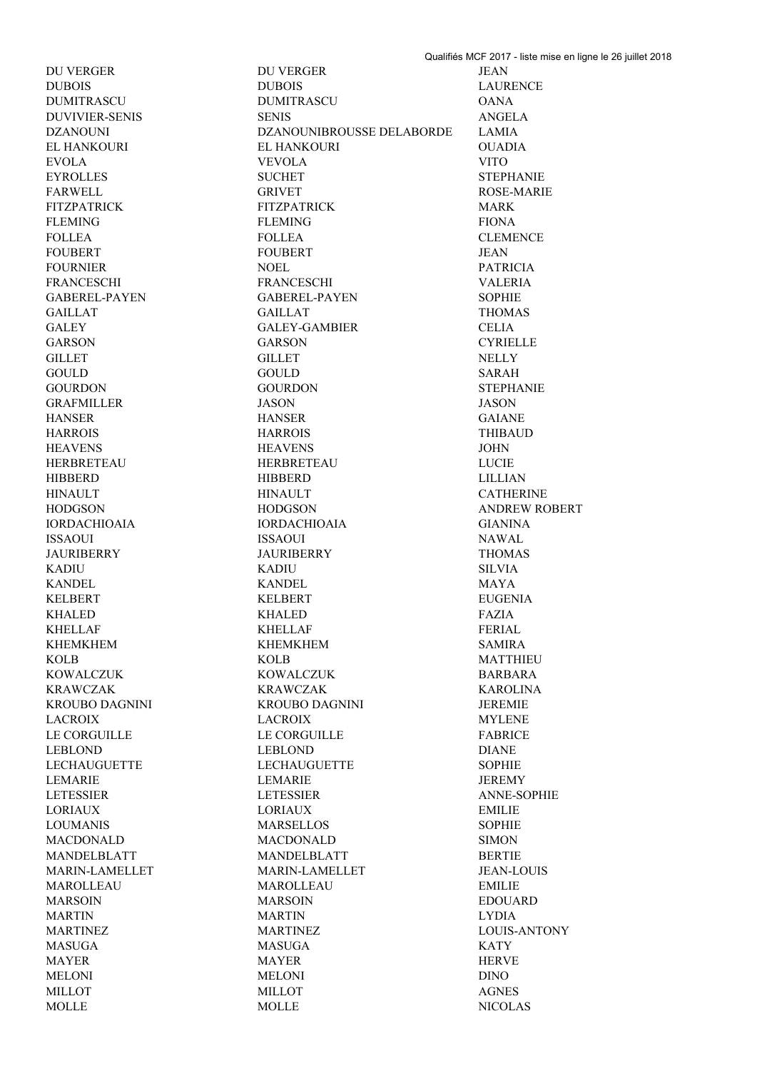| | | |
|---|---|---|
| DU VERGER | DU VERGER | JEAN |
| DUBOIS | DUBOIS | LAURENCE |
| DUMITRASCU | DUMITRASCU | OANA |
| DUVIVIER-SENIS | SENIS | ANGELA |
| DZANOUNI | DZANOUNIBROUSSE DELABORDE | LAMIA |
| EL HANKOURI | EL HANKOURI | OUADIA |
| EVOLA | VEVOLA | VITO |
| EYROLLES | SUCHET | STEPHANIE |
| FARWELL | GRIVET | ROSE-MARIE |
| FITZPATRICK | FITZPATRICK | MARK |
| FLEMING | FLEMING | FIONA |
| FOLLEA | FOLLEA | CLEMENCE |
| FOUBERT | FOUBERT | JEAN |
| FOURNIER | NOEL | PATRICIA |
| FRANCESCHI | FRANCESCHI | VALERIA |
| GABEREL-PAYEN | GABEREL-PAYEN | SOPHIE |
| GAILLAT | GAILLAT | THOMAS |
| GALEY | GALEY-GAMBIER | CELIA |
| GARSON | GARSON | CYRIELLE |
| GILLET | GILLET | NELLY |
| GOULD | GOULD | SARAH |
| GOURDON | GOURDON | STEPHANIE |
| GRAFMILLER | JASON | JASON |
| HANSER | HANSER | GAIANE |
| HARROIS | HARROIS | THIBAUD |
| HEAVENS | HEAVENS | JOHN |
| HERBRETEAU | HERBRETEAU | LUCIE |
| HIBBERD | HIBBERD | LILLIAN |
| HINAULT | HINAULT | CATHERINE |
| HODGSON | HODGSON | ANDREW ROBERT |
| IORDACHIOAIA | IORDACHIOAIA | GIANINA |
| ISSAOUI | ISSAOUI | NAWAL |
| JAURIBERRY | JAURIBERRY | THOMAS |
| KADIU | KADIU | SILVIA |
| KANDEL | KANDEL | MAYA |
| KELBERT | KELBERT | EUGENIA |
| KHALED | KHALED | FAZIA |
| KHELLAF | KHELLAF | FERIAL |
| KHEMKHEM | KHEMKHEM | SAMIRA |
| KOLB | KOLB | MATTHIEU |
| KOWALCZUK | KOWALCZUK | BARBARA |
| KRAWCZAK | KRAWCZAK | KAROLINA |
| KROUBO DAGNINI | KROUBO DAGNINI | JEREMIE |
| LACROIX | LACROIX | MYLENE |
| LE CORGUILLE | LE CORGUILLE | FABRICE |
| LEBLOND | LEBLOND | DIANE |
| LECHAUGUETTE | LECHAUGUETTE | SOPHIE |
| LEMARIE | LEMARIE | JEREMY |
| LETESSIER | LETESSIER | ANNE-SOPHIE |
| LORIAUX | LORIAUX | EMILIE |
| LOUMANIS | MARSELLOS | SOPHIE |
| MACDONALD | MACDONALD | SIMON |
| MANDELBLATT | MANDELBLATT | BERTIE |
| MARIN-LAMELLET | MARIN-LAMELLET | JEAN-LOUIS |
| MAROLLEAU | MAROLLEAU | EMILIE |
| MARSOIN | MARSOIN | EDOUARD |
| MARTIN | MARTIN | LYDIA |
| MARTINEZ | MARTINEZ | LOUIS-ANTONY |
| MASUGA | MASUGA | KATY |
| MAYER | MAYER | HERVE |
| MELONI | MELONI | DINO |
| MILLOT | MILLOT | AGNES |
| MOLLE | MOLLE | NICOLAS |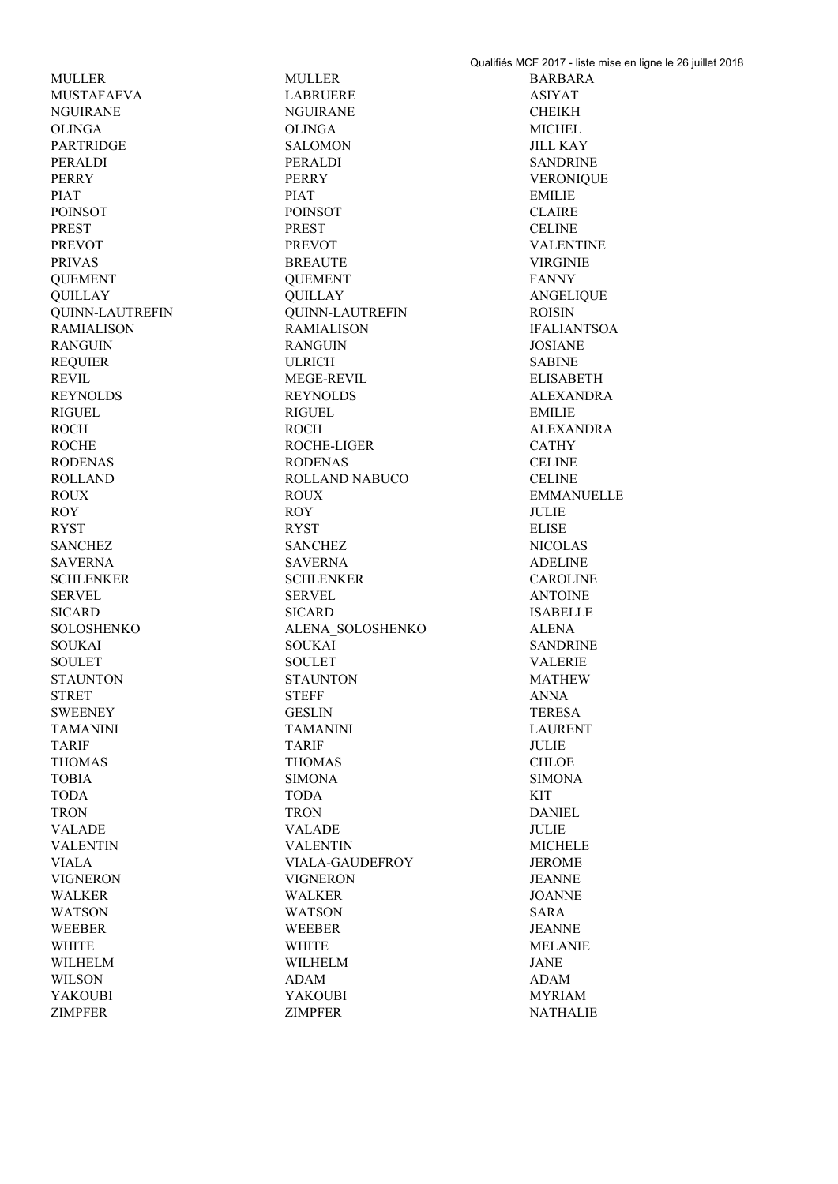| | | |
|---|---|---|
| MULLER | MULLER | BARBARA |
| MUSTAFAEVA | LABRUERE | ASIYAT |
| NGUIRANE | NGUIRANE | CHEIKH |
| OLINGA | OLINGA | MICHEL |
| PARTRIDGE | SALOMON | JILL KAY |
| PERALDI | PERALDI | SANDRINE |
| PERRY | PERRY | VERONIQUE |
| PIAT | PIAT | EMILIE |
| POINSOT | POINSOT | CLAIRE |
| PREST | PREST | CELINE |
| PREVOT | PREVOT | VALENTINE |
| PRIVAS | BREAUTE | VIRGINIE |
| QUEMENT | QUEMENT | FANNY |
| QUILLAY | QUILLAY | ANGELIQUE |
| QUINN-LAUTREFIN | QUINN-LAUTREFIN | ROISIN |
| RAMIALISON | RAMIALISON | IFALIANTSOA |
| RANGUIN | RANGUIN | JOSIANE |
| REQUIER | ULRICH | SABINE |
| REVIL | MEGE-REVIL | ELISABETH |
| REYNOLDS | REYNOLDS | ALEXANDRA |
| RIGUEL | RIGUEL | EMILIE |
| ROCH | ROCH | ALEXANDRA |
| ROCHE | ROCHE-LIGER | CATHY |
| RODENAS | RODENAS | CELINE |
| ROLLAND | ROLLAND NABUCO | CELINE |
| ROUX | ROUX | EMMANUELLE |
| ROY | ROY | JULIE |
| RYST | RYST | ELISE |
| SANCHEZ | SANCHEZ | NICOLAS |
| SAVERNA | SAVERNA | ADELINE |
| SCHLENKER | SCHLENKER | CAROLINE |
| SERVEL | SERVEL | ANTOINE |
| SICARD | SICARD | ISABELLE |
| SOLOSHENKO | ALENA_SOLOSHENKO | ALENA |
| SOUKAI | SOUKAI | SANDRINE |
| SOULET | SOULET | VALERIE |
| STAUNTON | STAUNTON | MATHEW |
| STRET | STEFF | ANNA |
| SWEENEY | GESLIN | TERESA |
| TAMANINI | TAMANINI | LAURENT |
| TARIF | TARIF | JULIE |
| THOMAS | THOMAS | CHLOE |
| TOBIA | SIMONA | SIMONA |
| TODA | TODA | KIT |
| TRON | TRON | DANIEL |
| VALADE | VALADE | JULIE |
| VALENTIN | VALENTIN | MICHELE |
| VIALA | VIALA-GAUDEFROY | JEROME |
| VIGNERON | VIGNERON | JEANNE |
| WALKER | WALKER | JOANNE |
| WATSON | WATSON | SARA |
| WEEBER | WEEBER | JEANNE |
| WHITE | WHITE | MELANIE |
| WILHELM | WILHELM | JANE |
| WILSON | ADAM | ADAM |
| YAKOUBI | YAKOUBI | MYRIAM |
| ZIMPFER | ZIMPFER | NATHALIE |